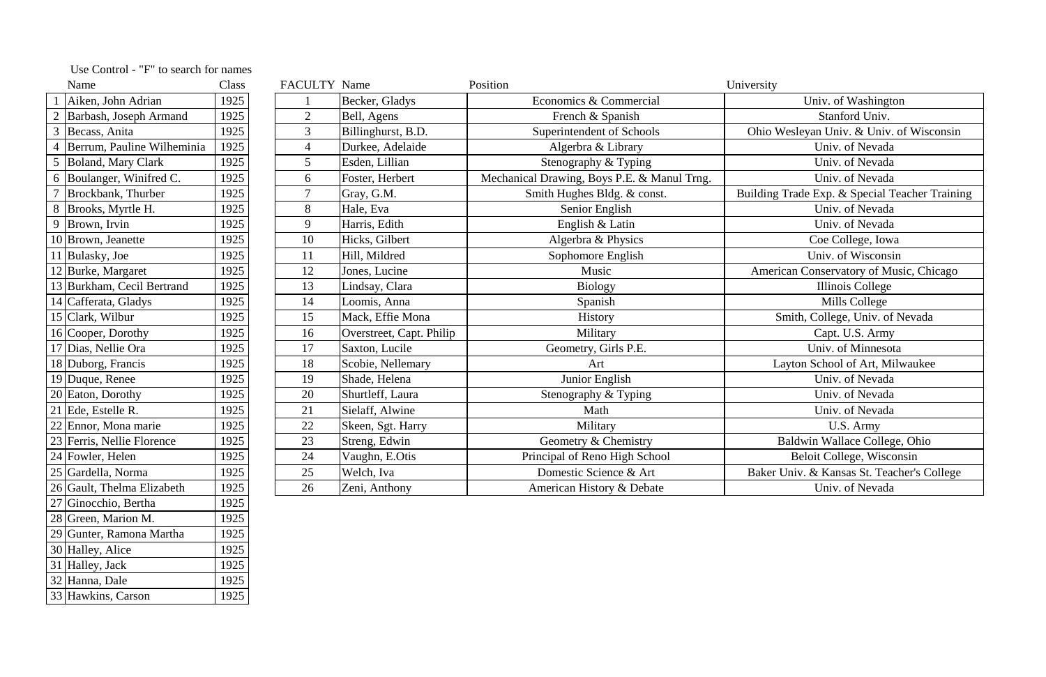Use Control - "F" to search for names

|  | Name | Class |
|---|---|---|
| 1 | Aiken, John Adrian | 1925 |
| 2 | Barbash, Joseph Armand | 1925 |
| 3 | Becass, Anita | 1925 |
| 4 | Berrum, Pauline Wilheminia | 1925 |
| 5 | Boland, Mary Clark | 1925 |
| 6 | Boulanger, Winifred C. | 1925 |
| 7 | Brockbank, Thurber | 1925 |
| 8 | Brooks, Myrtle H. | 1925 |
| 9 | Brown, Irvin | 1925 |
| 10 | Brown, Jeanette | 1925 |
| 11 | Bulasky, Joe | 1925 |
| 12 | Burke, Margaret | 1925 |
| 13 | Burkham, Cecil Bertrand | 1925 |
| 14 | Cafferata, Gladys | 1925 |
| 15 | Clark, Wilbur | 1925 |
| 16 | Cooper, Dorothy | 1925 |
| 17 | Dias, Nellie Ora | 1925 |
| 18 | Duborg, Francis | 1925 |
| 19 | Duque, Renee | 1925 |
| 20 | Eaton, Dorothy | 1925 |
| 21 | Ede, Estelle R. | 1925 |
| 22 | Ennor, Mona marie | 1925 |
| 23 | Ferris, Nellie Florence | 1925 |
| 24 | Fowler, Helen | 1925 |
| 25 | Gardella, Norma | 1925 |
| 26 | Gault, Thelma Elizabeth | 1925 |
| 27 | Ginocchio, Bertha | 1925 |
| 28 | Green, Marion M. | 1925 |
| 29 | Gunter, Ramona Martha | 1925 |
| 30 | Halley, Alice | 1925 |
| 31 | Halley, Jack | 1925 |
| 32 | Hanna, Dale | 1925 |
| 33 | Hawkins, Carson | 1925 |

| FACULTY | Name | Position | University |
|---|---|---|---|
| 1 | Becker, Gladys | Economics & Commercial | Univ. of Washington |
| 2 | Bell, Agens | French & Spanish | Stanford Univ. |
| 3 | Billinghurst, B.D. | Superintendent of Schools | Ohio Wesleyan Univ. & Univ. of Wisconsin |
| 4 | Durkee, Adelaide | Algerbra & Library | Univ. of Nevada |
| 5 | Esden, Lillian | Stenography & Typing | Univ. of Nevada |
| 6 | Foster, Herbert | Mechanical Drawing, Boys P.E. & Manul Trng. | Univ. of Nevada |
| 7 | Gray, G.M. | Smith Hughes Bldg. & const. | Building Trade Exp. & Special Teacher Training |
| 8 | Hale, Eva | Senior English | Univ. of Nevada |
| 9 | Harris, Edith | English & Latin | Univ. of Nevada |
| 10 | Hicks, Gilbert | Algerbra & Physics | Coe College, Iowa |
| 11 | Hill, Mildred | Sophomore English | Univ. of Wisconsin |
| 12 | Jones, Lucine | Music | American Conservatory of Music, Chicago |
| 13 | Lindsay, Clara | Biology | Illinois College |
| 14 | Loomis, Anna | Spanish | Mills College |
| 15 | Mack, Effie Mona | History | Smith, College, Univ. of Nevada |
| 16 | Overstreet, Capt. Philip | Military | Capt. U.S. Army |
| 17 | Saxton, Lucile | Geometry, Girls P.E. | Univ. of Minnesota |
| 18 | Scobie, Nellemary | Art | Layton School of Art, Milwaukee |
| 19 | Shade, Helena | Junior English | Univ. of Nevada |
| 20 | Shurtleff, Laura | Stenography & Typing | Univ. of Nevada |
| 21 | Sielaff, Alwine | Math | Univ. of Nevada |
| 22 | Skeen, Sgt. Harry | Military | U.S. Army |
| 23 | Streng, Edwin | Geometry & Chemistry | Baldwin Wallace College, Ohio |
| 24 | Vaughn, E.Otis | Principal of Reno High School | Beloit College, Wisconsin |
| 25 | Welch, Iva | Domestic Science & Art | Baker Univ. & Kansas St. Teacher's College |
| 26 | Zeni, Anthony | American History & Debate | Univ. of Nevada |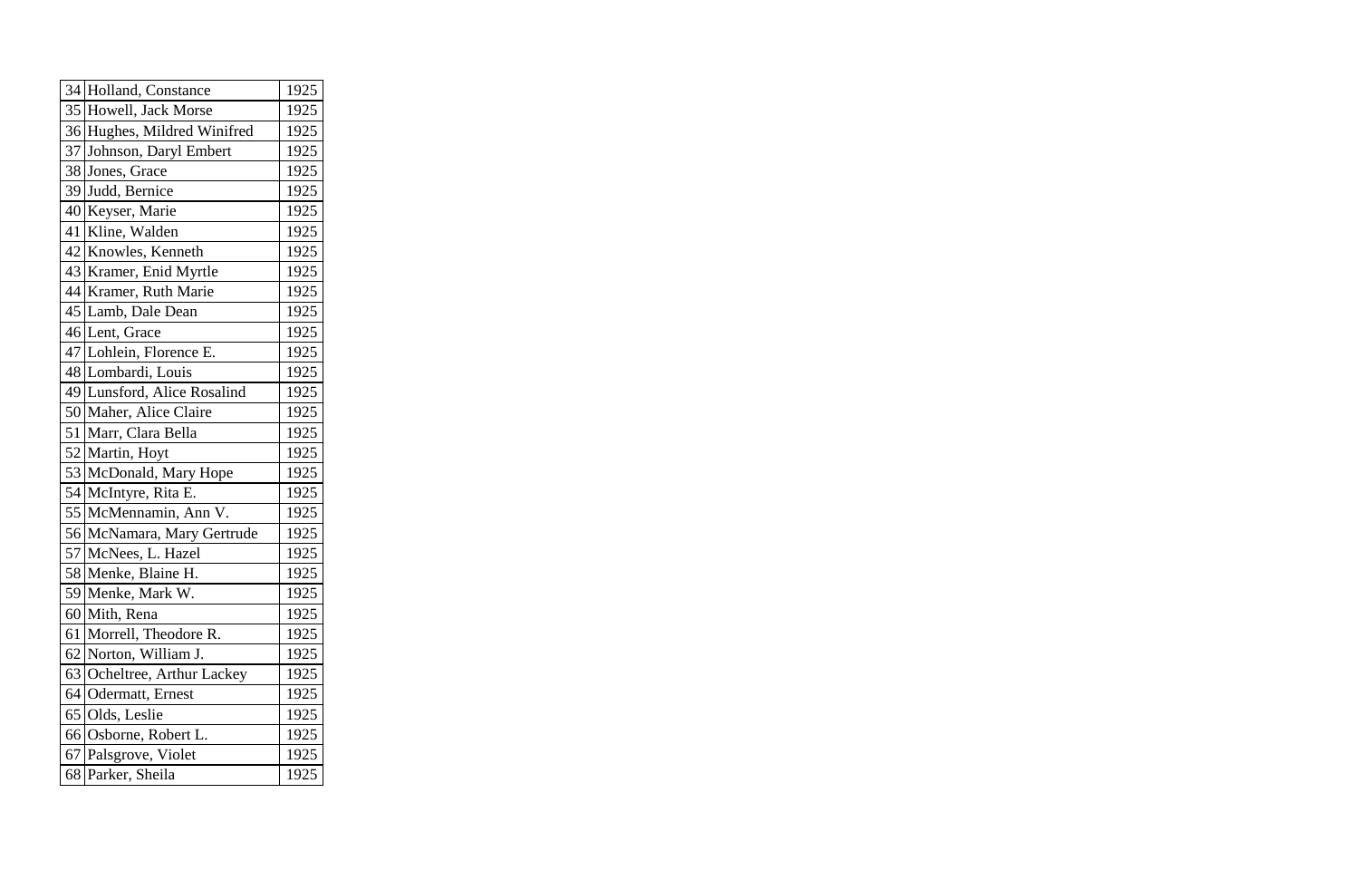| | | |
|---|---|---|
| 34 | Holland, Constance | 1925 |
| 35 | Howell, Jack Morse | 1925 |
| 36 | Hughes, Mildred Winifred | 1925 |
| 37 | Johnson, Daryl Embert | 1925 |
| 38 | Jones, Grace | 1925 |
| 39 | Judd, Bernice | 1925 |
| 40 | Keyser, Marie | 1925 |
| 41 | Kline, Walden | 1925 |
| 42 | Knowles, Kenneth | 1925 |
| 43 | Kramer, Enid Myrtle | 1925 |
| 44 | Kramer, Ruth Marie | 1925 |
| 45 | Lamb, Dale Dean | 1925 |
| 46 | Lent, Grace | 1925 |
| 47 | Lohlein, Florence E. | 1925 |
| 48 | Lombardi, Louis | 1925 |
| 49 | Lunsford, Alice Rosalind | 1925 |
| 50 | Maher, Alice Claire | 1925 |
| 51 | Marr, Clara Bella | 1925 |
| 52 | Martin, Hoyt | 1925 |
| 53 | McDonald, Mary Hope | 1925 |
| 54 | McIntyre, Rita E. | 1925 |
| 55 | McMennamin, Ann V. | 1925 |
| 56 | McNamara, Mary Gertrude | 1925 |
| 57 | McNees, L. Hazel | 1925 |
| 58 | Menke, Blaine H. | 1925 |
| 59 | Menke, Mark W. | 1925 |
| 60 | Mith, Rena | 1925 |
| 61 | Morrell, Theodore R. | 1925 |
| 62 | Norton, William J. | 1925 |
| 63 | Ocheltree, Arthur Lackey | 1925 |
| 64 | Odermatt, Ernest | 1925 |
| 65 | Olds, Leslie | 1925 |
| 66 | Osborne, Robert L. | 1925 |
| 67 | Palsgrove, Violet | 1925 |
| 68 | Parker, Sheila | 1925 |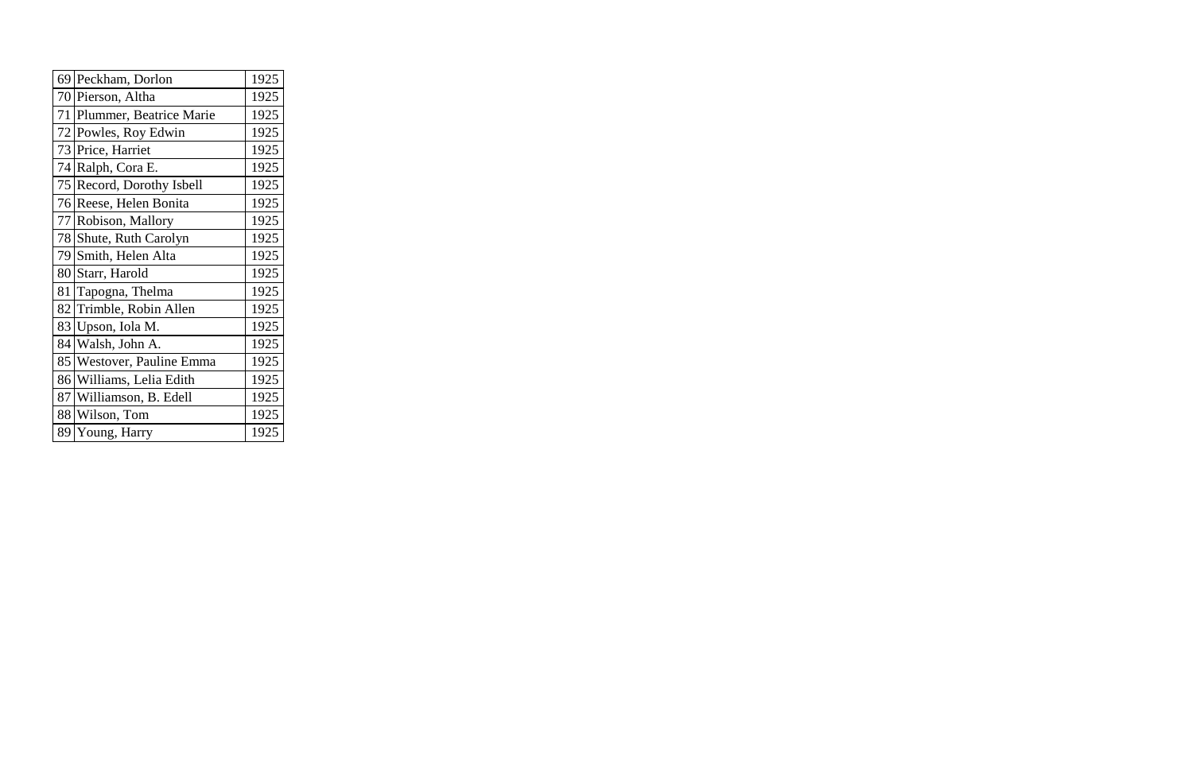| | | |
|---|---|---|
| 69 | Peckham, Dorlon | 1925 |
| 70 | Pierson, Altha | 1925 |
| 71 | Plummer, Beatrice Marie | 1925 |
| 72 | Powles, Roy Edwin | 1925 |
| 73 | Price, Harriet | 1925 |
| 74 | Ralph, Cora E. | 1925 |
| 75 | Record, Dorothy Isbell | 1925 |
| 76 | Reese, Helen Bonita | 1925 |
| 77 | Robison, Mallory | 1925 |
| 78 | Shute, Ruth Carolyn | 1925 |
| 79 | Smith, Helen Alta | 1925 |
| 80 | Starr, Harold | 1925 |
| 81 | Tapogna, Thelma | 1925 |
| 82 | Trimble, Robin Allen | 1925 |
| 83 | Upson, Iola M. | 1925 |
| 84 | Walsh, John A. | 1925 |
| 85 | Westover, Pauline Emma | 1925 |
| 86 | Williams, Lelia Edith | 1925 |
| 87 | Williamson, B. Edell | 1925 |
| 88 | Wilson, Tom | 1925 |
| 89 | Young, Harry | 1925 |